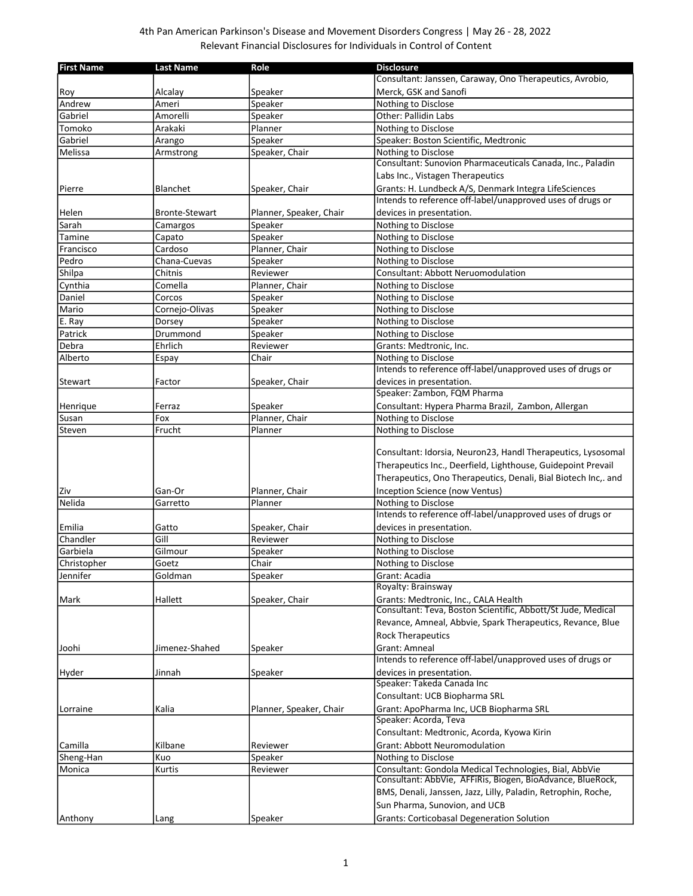4th Pan American Parkinson's Disease and Movement Disorders Congress | May 26 - 28, 2022
Relevant Financial Disclosures for Individuals in Control of Content

| First Name | Last Name | Role | Disclosure |
|---|---|---|---|
| Roy | Alcalay | Speaker | Consultant: Janssen, Caraway, Ono Therapeutics, Avrobio, Merck, GSK and Sanofi |
| Andrew | Ameri | Speaker | Nothing to Disclose |
| Gabriel | Amorelli | Speaker | Other: Pallidin Labs |
| Tomoko | Arakaki | Planner | Nothing to Disclose |
| Gabriel | Arango | Speaker | Speaker: Boston Scientific, Medtronic |
| Melissa | Armstrong | Speaker, Chair | Nothing to Disclose |
| Pierre | Blanchet | Speaker, Chair | Consultant: Sunovion Pharmaceuticals Canada, Inc., Paladin Labs Inc., Vistagen Therapeutics<br>Grants: H. Lundbeck A/S, Denmark Integra LifeSciences |
| Helen | Bronte-Stewart | Planner, Speaker, Chair | Intends to reference off-label/unapproved uses of drugs or devices in presentation. |
| Sarah | Camargos | Speaker | Nothing to Disclose |
| Tamine | Capato | Speaker | Nothing to Disclose |
| Francisco | Cardoso | Planner, Chair | Nothing to Disclose |
| Pedro | Chana-Cuevas | Speaker | Nothing to Disclose |
| Shilpa | Chitnis | Reviewer | Consultant: Abbott Neruomodulation |
| Cynthia | Comella | Planner, Chair | Nothing to Disclose |
| Daniel | Corcos | Speaker | Nothing to Disclose |
| Mario | Cornejo-Olivas | Speaker | Nothing to Disclose |
| E. Ray | Dorsey | Speaker | Nothing to Disclose |
| Patrick | Drummond | Speaker | Nothing to Disclose |
| Debra | Ehrlich | Reviewer | Grants: Medtronic, Inc. |
| Alberto | Espay | Chair | Nothing to Disclose |
| Stewart | Factor | Speaker, Chair | Intends to reference off-label/unapproved uses of drugs or devices in presentation. |
| Henrique | Ferraz | Speaker | Speaker: Zambon, FQM Pharma<br>Consultant: Hypera Pharma Brazil, Zambon, Allergan |
| Susan | Fox | Planner, Chair | Nothing to Disclose |
| Steven | Frucht | Planner | Nothing to Disclose |
| Ziv | Gan-Or | Planner, Chair | Consultant: Idorsia, Neuron23, Handl Therapeutics, Lysosomal Therapeutics Inc., Deerfield, Lighthouse, Guidepoint Prevail Therapeutics, Ono Therapeutics, Denali, Bial Biotech Inc,. and Inception Science (now Ventus) |
| Nelida | Garretto | Planner | Nothing to Disclose |
| Emilia | Gatto | Speaker, Chair | Intends to reference off-label/unapproved uses of drugs or devices in presentation. |
| Chandler | Gill | Reviewer | Nothing to Disclose |
| Garbiela | Gilmour | Speaker | Nothing to Disclose |
| Christopher | Goetz | Chair | Nothing to Disclose |
| Jennifer | Goldman | Speaker | Grant: Acadia |
| Mark | Hallett | Speaker, Chair | Royalty: Brainsway<br>Grants: Medtronic, Inc., CALA Health |
| Joohi | Jimenez-Shahed | Speaker | Consultant: Teva, Boston Scientific, Abbott/St Jude, Medical Revance, Amneal, Abbvie, Spark Therapeutics, Revance, Blue Rock Therapeutics<br>Grant: Amneal |
| Hyder | Jinnah | Speaker | Intends to reference off-label/unapproved uses of drugs or devices in presentation. |
| Lorraine | Kalia | Planner, Speaker, Chair | Speaker: Takeda Canada Inc<br>Consultant: UCB Biopharma SRL<br>Grant: ApoPharma Inc, UCB Biopharma SRL |
| Camilla | Kilbane | Reviewer | Speaker: Acorda, Teva<br>Consultant: Medtronic, Acorda, Kyowa Kirin<br>Grant: Abbott Neuromodulation |
| Sheng-Han | Kuo | Speaker | Nothing to Disclose |
| Monica | Kurtis | Reviewer | Consultant: Gondola Medical Technologies, Bial, AbbVie |
| Anthony | Lang | Speaker | Consultant: AbbVie, AFFiRis, Biogen, BioAdvance, BlueRock, BMS, Denali, Janssen, Jazz, Lilly, Paladin, Retrophin, Roche, Sun Pharma, Sunovion, and UCB<br>Grants: Corticobasal Degeneration Solution |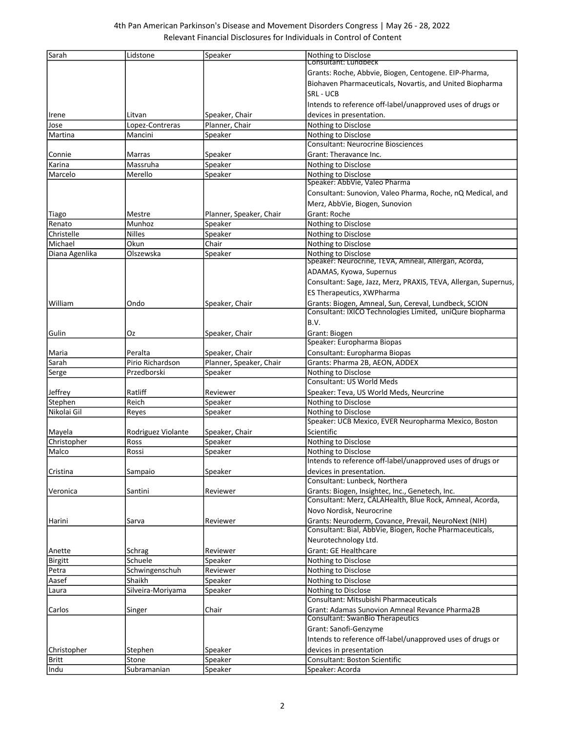| Sarah | Lidstone | Speaker | Nothing to Disclose |
|---|---|---|---|
| Irene | Litvan | Speaker, Chair | Consultant: Lundbeck<br>Grants: Roche, Abbvie, Biogen, Centogene. EIP-Pharma, Biohaven Pharmaceuticals, Novartis, and United Biopharma SRL - UCB<br>Intends to reference off-label/unapproved uses of drugs or devices in presentation. |
| Jose | Lopez-Contreras | Planner, Chair | Nothing to Disclose |
| Martina | Mancini | Speaker | Nothing to Disclose |
| Connie | Marras | Speaker | Consultant: Neurocrine Biosciences<br>Grant: Theravance Inc. |
| Karina | Massruha | Speaker | Nothing to Disclose |
| Marcelo | Merello | Speaker | Nothing to Disclose |
| Tiago | Mestre | Planner, Speaker, Chair | Speaker: AbbVie, Valeo Pharma<br>Consultant: Sunovion, Valeo Pharma, Roche, nQ Medical, and Merz, AbbVie, Biogen, Sunovion<br>Grant: Roche |
| Renato | Munhoz | Speaker | Nothing to Disclose |
| Christelle | Nilles | Speaker | Nothing to Disclose |
| Michael | Okun | Chair | Nothing to Disclose |
| Diana Agenlika | Olszewska | Speaker | Nothing to Disclose |
| William | Ondo | Speaker, Chair | Speaker: Neurocrine, TEVA, Amneal, Allergan, Acorda, ADAMAS, Kyowa, Supernus<br>Consultant: Sage, Jazz, Merz, PRAXIS, TEVA, Allergan, Supernus, ES Therapeutics, XWPharma<br>Grants: Biogen, Amneal, Sun, Cereval, Lundbeck, SCION |
| Gulin | Oz | Speaker, Chair | Consultant: IXICO Technologies Limited, uniQure biopharma B.V.<br>Grant: Biogen |
| Maria | Peralta | Speaker, Chair | Speaker: Europharma Biopas<br>Consultant: Europharma Biopas |
| Sarah | Pirio Richardson | Planner, Speaker, Chair | Grants: Pharma 2B, AEON, ADDEX |
| Serge | Przedborski | Speaker | Nothing to Disclose |
| Jeffrey | Ratliff | Reviewer | Consultant: US World Meds<br>Speaker: Teva, US World Meds, Neurcrine |
| Stephen | Reich | Speaker | Nothing to Disclose |
| Nikolai Gil | Reyes | Speaker | Nothing to Disclose |
| Mayela | Rodriguez Violante | Speaker, Chair | Speaker: UCB Mexico, EVER Neuropharma Mexico, Boston Scientific |
| Christopher | Ross | Speaker | Nothing to Disclose |
| Malco | Rossi | Speaker | Nothing to Disclose |
| Cristina | Sampaio | Speaker | Intends to reference off-label/unapproved uses of drugs or devices in presentation. |
| Veronica | Santini | Reviewer | Consultant: Lunbeck, Northera<br>Grants: Biogen, Insightec, Inc., Genetech, Inc. |
| Harini | Sarva | Reviewer | Consultant: Merz, CALAHealth, Blue Rock, Amneal, Acorda, Novo Nordisk, Neurocrine<br>Grants: Neuroderm, Covance, Prevail, NeuroNext (NIH) |
| Anette | Schrag | Reviewer | Consultant: Bial, AbbVie, Biogen, Roche Pharmaceuticals, Neurotechnology Ltd.<br>Grant: GE Healthcare |
| Birgitt | Schuele | Speaker | Nothing to Disclose |
| Petra | Schwingenschuh | Reviewer | Nothing to Disclose |
| Aasef | Shaikh | Speaker | Nothing to Disclose |
| Laura | Silveira-Moriyama | Speaker | Nothing to Disclose |
| Carlos | Singer | Chair | Consultant: Mitsubishi Pharmaceuticals<br>Grant: Adamas Sunovion Amneal Revance Pharma2B |
| Christopher | Stephen | Speaker | Consultant: SwanBio Therapeutics<br>Grant: Sanofi-Genzyme<br>Intends to reference off-label/unapproved uses of drugs or devices in presentation |
| Britt | Stone | Speaker | Consultant: Boston Scientific |
| Indu | Subramanian | Speaker | Speaker: Acorda |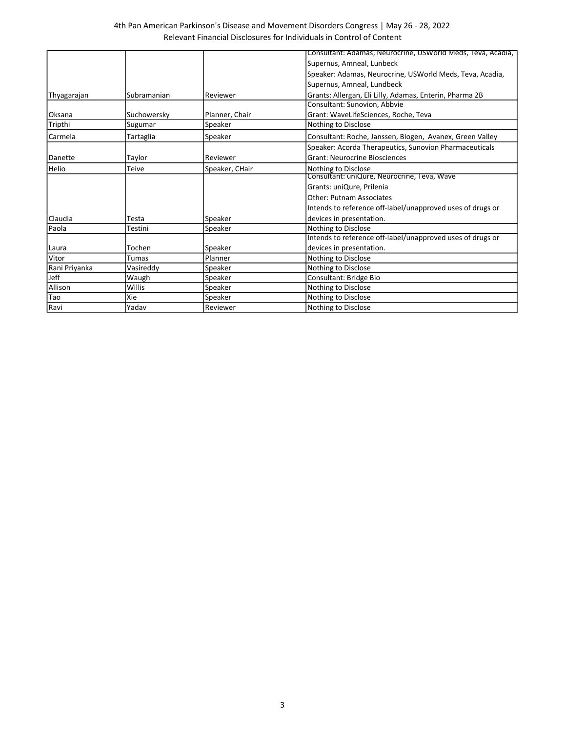| | | | |
|---|---|---|---|
| Thyagarajan | Subramanian | Reviewer | Consultant: Adamas, Neurocrine, USWorld Meds, Teva, Acadia, Supernus, Amneal, Lunbeck<br>Speaker: Adamas, Neurocrine, USWorld Meds, Teva, Acadia, Supernus, Amneal, Lundbeck<br>Grants: Allergan, Eli Lilly, Adamas, Enterin, Pharma 2B |
| Oksana | Suchowersky | Planner, Chair | Consultant: Sunovion, Abbvie<br>Grant: WaveLifeSciences, Roche, Teva |
| Tripthi | Sugumar | Speaker | Nothing to Disclose |
| Carmela | Tartaglia | Speaker | Consultant: Roche, Janssen, Biogen, Avanex, Green Valley |
| Danette | Taylor | Reviewer | Speaker: Acorda Therapeutics, Sunovion Pharmaceuticals<br>Grant: Neurocrine Biosciences |
| Helio | Teive | Speaker, CHair | Nothing to Disclose |
| Claudia | Testa | Speaker | Consultant: uniQure, Neurocrine, Teva, Wave<br>Grants: uniQure, Prilenia<br>Other: Putnam Associates<br>Intends to reference off-label/unapproved uses of drugs or devices in presentation. |
| Paola | Testini | Speaker | Nothing to Disclose |
| Laura | Tochen | Speaker | Intends to reference off-label/unapproved uses of drugs or devices in presentation. |
| Vitor | Tumas | Planner | Nothing to Disclose |
| Rani Priyanka | Vasireddy | Speaker | Nothing to Disclose |
| Jeff | Waugh | Speaker | Consultant: Bridge Bio |
| Allison | Willis | Speaker | Nothing to Disclose |
| Tao | Xie | Speaker | Nothing to Disclose |
| Ravi | Yadav | Reviewer | Nothing to Disclose |